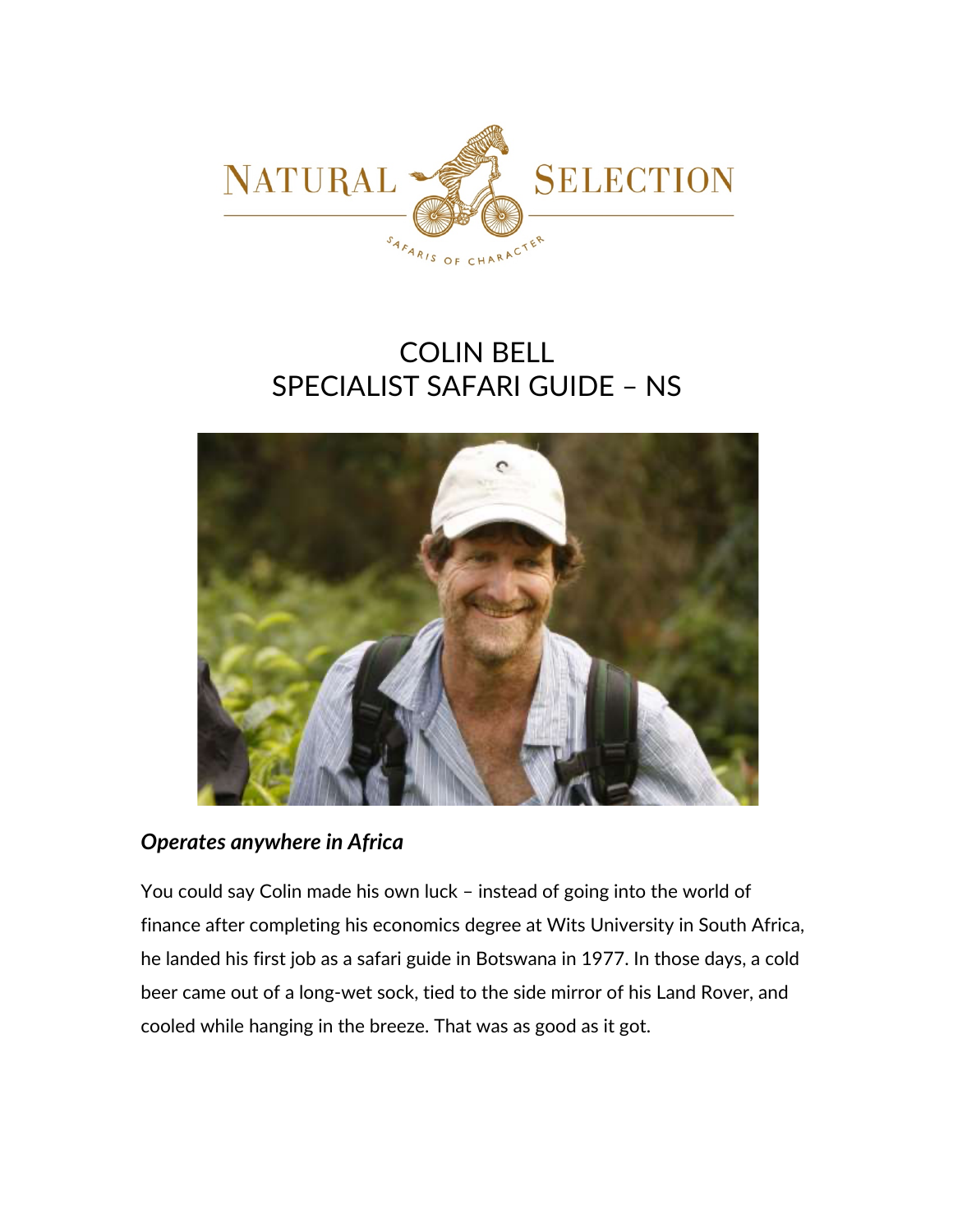# COLIN BELL
# SPECIALIST SAFARI GUIDE – NS

***Operates anywhere in Africa***

You could say Colin made his own luck – instead of going into the world of finance after completing his economics degree at Wits University in South Africa, he landed his first job as a safari guide in Botswana in 1977. In those days, a cold beer came out of a long-wet sock, tied to the side mirror of his Land Rover, and cooled while hanging in the breeze. That was as good as it got.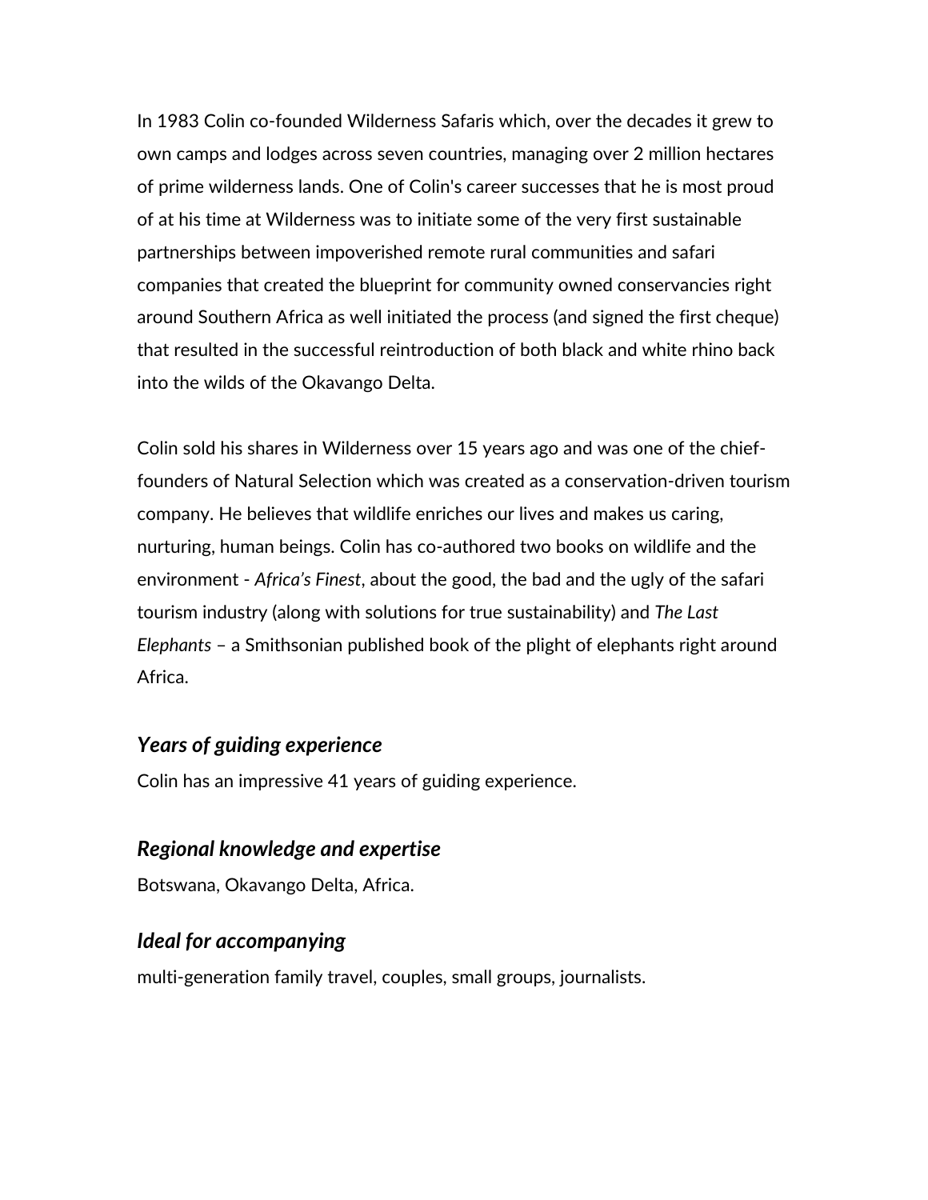In 1983 Colin co-founded Wilderness Safaris which, over the decades it grew to own camps and lodges across seven countries, managing over 2 million hectares of prime wilderness lands. One of Colin's career successes that he is most proud of at his time at Wilderness was to initiate some of the very first sustainable partnerships between impoverished remote rural communities and safari companies that created the blueprint for community owned conservancies right around Southern Africa as well initiated the process (and signed the first cheque) that resulted in the successful reintroduction of both black and white rhino back into the wilds of the Okavango Delta.

Colin sold his shares in Wilderness over 15 years ago and was one of the chief-founders of Natural Selection which was created as a conservation-driven tourism company. He believes that wildlife enriches our lives and makes us caring, nurturing, human beings. Colin has co-authored two books on wildlife and the environment - *Africa's Finest*, about the good, the bad and the ugly of the safari tourism industry (along with solutions for true sustainability) and *The Last Elephants* – a Smithsonian published book of the plight of elephants right around Africa.

### *Years of guiding experience*

Colin has an impressive 41 years of guiding experience.

### *Regional knowledge and expertise*

Botswana, Okavango Delta, Africa.

### *Ideal for accompanying*

multi-generation family travel, couples, small groups, journalists.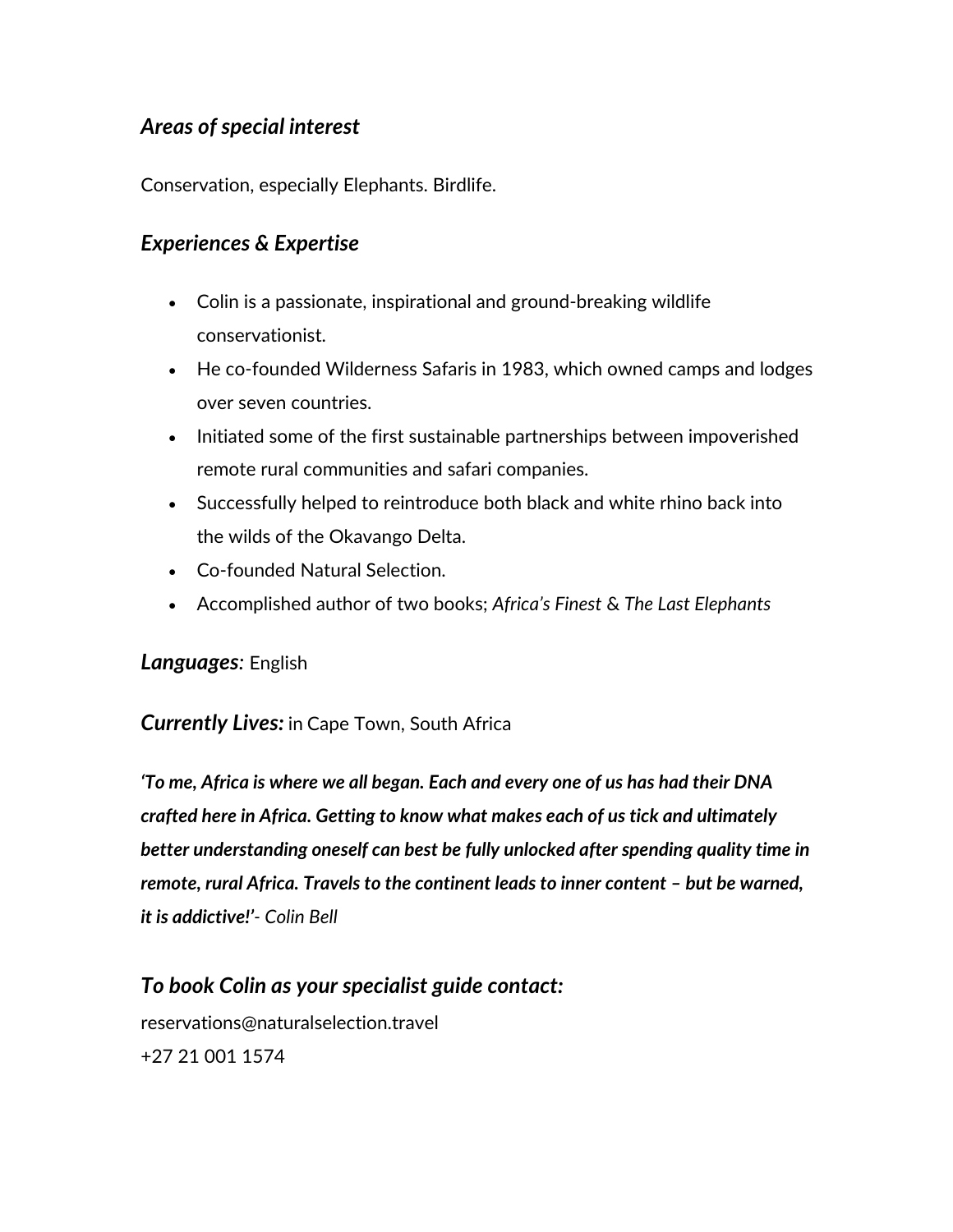## *Areas of special interest*

Conservation, especially Elephants. Birdlife.

## *Experiences & Expertise*

- Colin is a passionate, inspirational and ground-breaking wildlife conservationist.
- He co-founded Wilderness Safaris in 1983, which owned camps and lodges over seven countries.
- Initiated some of the first sustainable partnerships between impoverished remote rural communities and safari companies.
- Successfully helped to reintroduce both black and white rhino back into the wilds of the Okavango Delta.
- Co-founded Natural Selection.
- Accomplished author of two books; *Africa's Finest* & *The Last Elephants*

***Languages:*** English

***Currently Lives:*** in Cape Town, South Africa

***'To me, Africa is where we all began. Each and every one of us has had their DNA crafted here in Africa. Getting to know what makes each of us tick and ultimately better understanding oneself can best be fully unlocked after spending quality time in remote, rural Africa. Travels to the continent leads to inner content – but be warned, it is addictive!'****- Colin Bell*

## *To book Colin as your specialist guide contact:*

reservations@naturalselection.travel

+27 21 001 1574